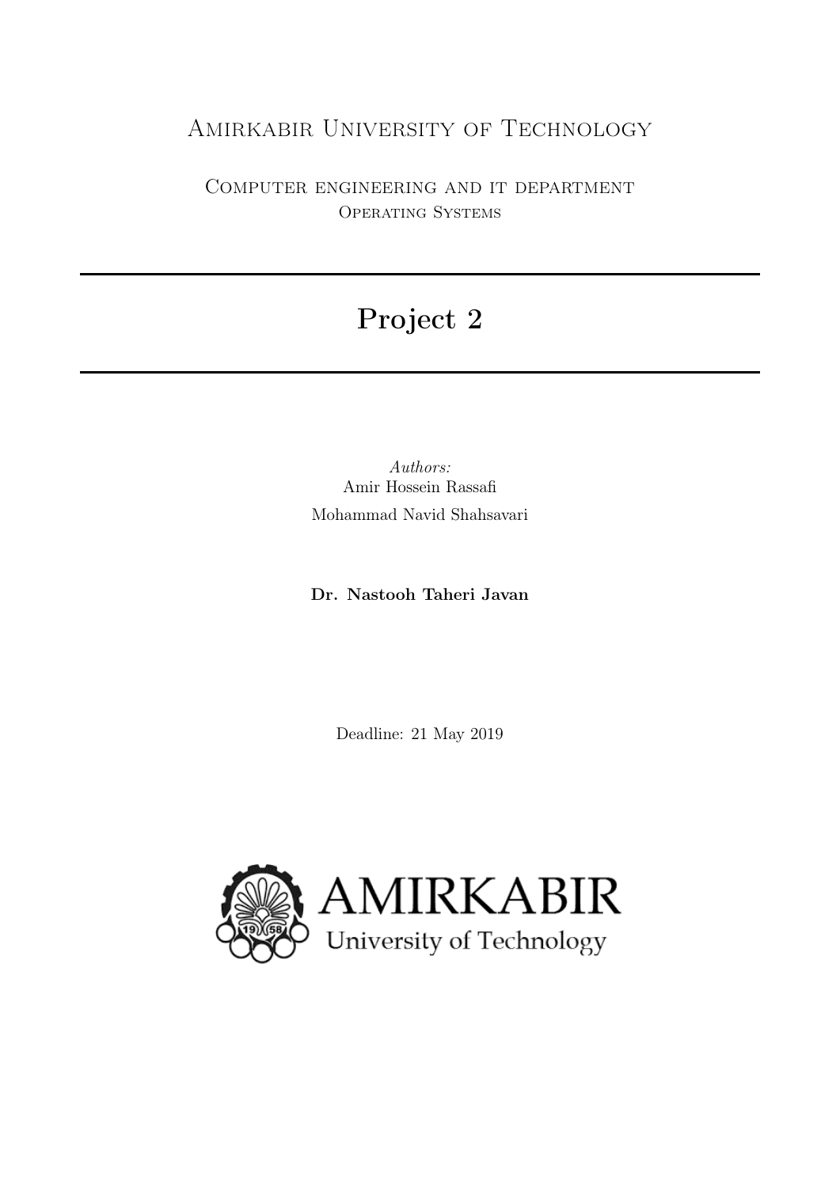Amirkabir University of Technology

Computer engineering and it department
Operating Systems

# Project 2

*Authors:*
Amir Hossein Rassafi
Mohammad Navid Shahsavari

**Dr. Nastooh Taheri Javan**

Deadline: 21 May 2019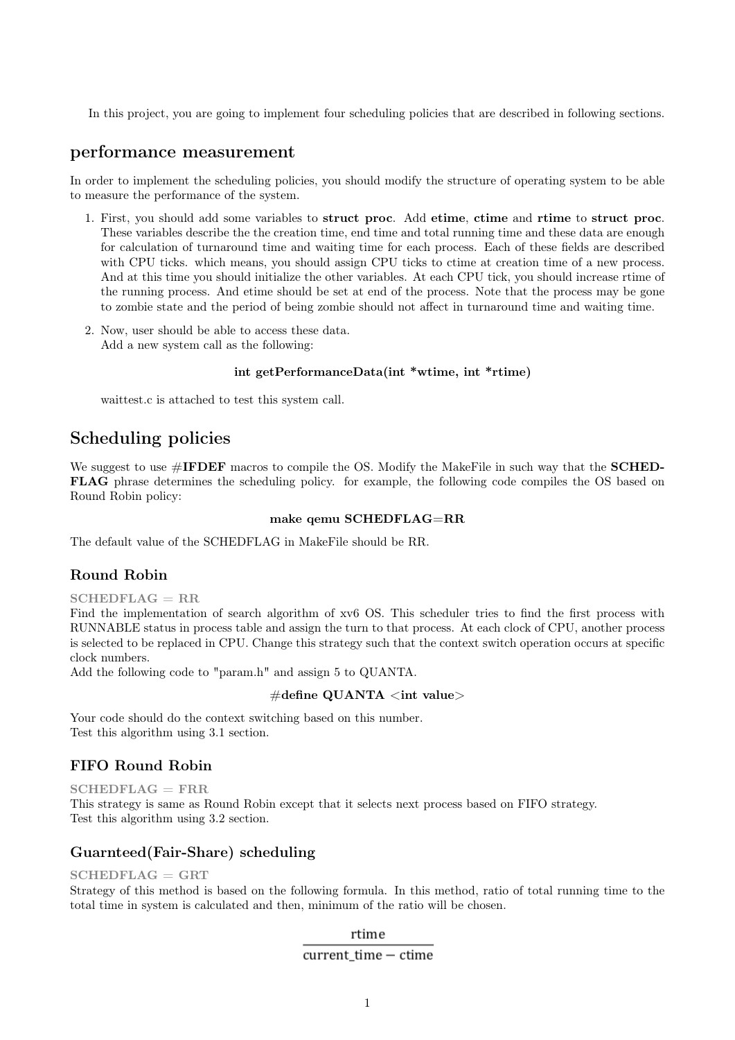In this project, you are going to implement four scheduling policies that are described in following sections.

## performance measurement

In order to implement the scheduling policies, you should modify the structure of operating system to be able to measure the performance of the system.

1. First, you should add some variables to **struct proc**. Add **etime**, **ctime** and **rtime** to **struct proc**. These variables describe the the creation time, end time and total running time and these data are enough for calculation of turnaround time and waiting time for each process. Each of these fields are described with CPU ticks. which means, you should assign CPU ticks to ctime at creation time of a new process. And at this time you should initialize the other variables. At each CPU tick, you should increase rtime of the running process. And etime should be set at end of the process. Note that the process may be gone to zombie state and the period of being zombie should not affect in turnaround time and waiting time.

2. Now, user should be able to access these data.
   Add a new system call as the following:

   **int getPerformanceData(int *wtime, int *rtime)**

   waittest.c is attached to test this system call.

## Scheduling policies

We suggest to use **#IFDEF** macros to compile the OS. Modify the MakeFile in such way that the **SCHEDFLAG** phrase determines the scheduling policy. for example, the following code compiles the OS based on Round Robin policy:

**make qemu SCHEDFLAG=RR**

The default value of the SCHEDFLAG in MakeFile should be RR.

### Round Robin

**SCHEDFLAG = RR**

Find the implementation of search algorithm of xv6 OS. This scheduler tries to find the first process with RUNNABLE status in process table and assign the turn to that process. At each clock of CPU, another process is selected to be replaced in CPU. Change this strategy such that the context switch operation occurs at specific clock numbers.
Add the following code to "param.h" and assign 5 to QUANTA.

**#define QUANTA <int value>**

Your code should do the context switching based on this number.
Test this algorithm using 3.1 section.

### FIFO Round Robin

**SCHEDFLAG = FRR**

This strategy is same as Round Robin except that it selects next process based on FIFO strategy.
Test this algorithm using 3.2 section.

### Guarnteed(Fair-Share) scheduling

**SCHEDFLAG = GRT**

Strategy of this method is based on the following formula. In this method, ratio of total running time to the total time in system is calculated and then, minimum of the ratio will be chosen.

$$\frac{\text{rtime}}{\text{current\_time} - \text{ctime}}$$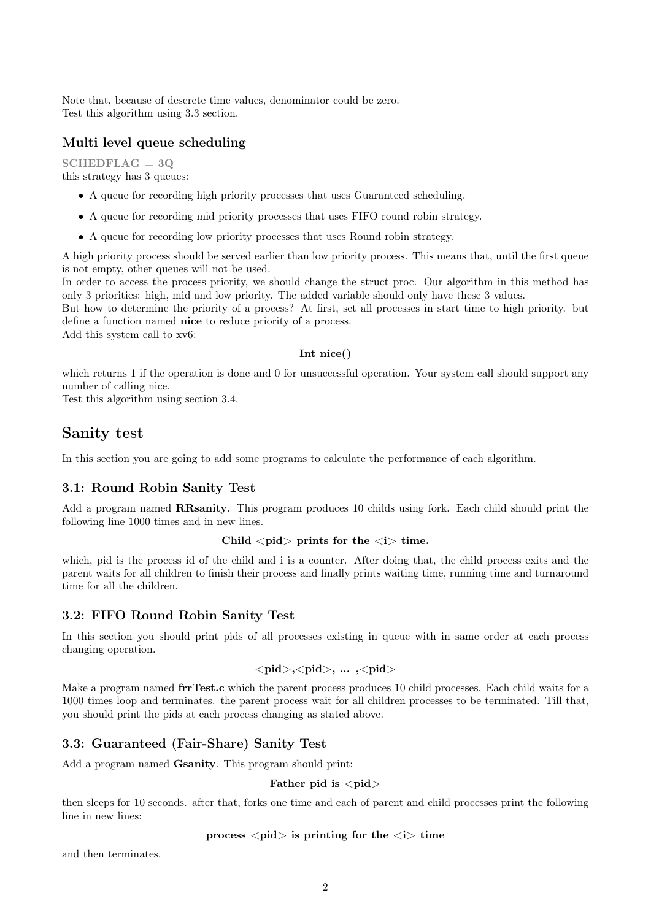Note that, because of descrete time values, denominator could be zero.
Test this algorithm using 3.3 section.

### Multi level queue scheduling

SCHEDFLAG = 3Q
this strategy has 3 queues:

- A queue for recording high priority processes that uses Guaranteed scheduling.
- A queue for recording mid priority processes that uses FIFO round robin strategy.
- A queue for recording low priority processes that uses Round robin strategy.

A high priority process should be served earlier than low priority process. This means that, until the first queue is not empty, other queues will not be used.
In order to access the process priority, we should change the struct proc. Our algorithm in this method has only 3 priorities: high, mid and low priority. The added variable should only have these 3 values.
But how to determine the priority of a process? At first, set all processes in start time to high priority. but define a function named **nice** to reduce priority of a process.
Add this system call to xv6:

**Int nice()**

which returns 1 if the operation is done and 0 for unsuccessful operation. Your system call should support any number of calling nice.
Test this algorithm using section 3.4.

## Sanity test

In this section you are going to add some programs to calculate the performance of each algorithm.

### 3.1: Round Robin Sanity Test

Add a program named **RRsanity**. This program produces 10 childs using fork. Each child should print the following line 1000 times and in new lines.

**Child <pid> prints for the <i> time.**

which, pid is the process id of the child and i is a counter. After doing that, the child process exits and the parent waits for all children to finish their process and finally prints waiting time, running time and turnaround time for all the children.

### 3.2: FIFO Round Robin Sanity Test

In this section you should print pids of all processes existing in queue with in same order at each process changing operation.

**<pid>,<pid>, ... ,<pid>**

Make a program named **frrTest.c** which the parent process produces 10 child processes. Each child waits for a 1000 times loop and terminates. the parent process wait for all children processes to be terminated. Till that, you should print the pids at each process changing as stated above.

### 3.3: Guaranteed (Fair-Share) Sanity Test

Add a program named **Gsanity**. This program should print:

**Father pid is <pid>**

then sleeps for 10 seconds. after that, forks one time and each of parent and child processes print the following line in new lines:

**process <pid> is printing for the <i> time**

and then terminates.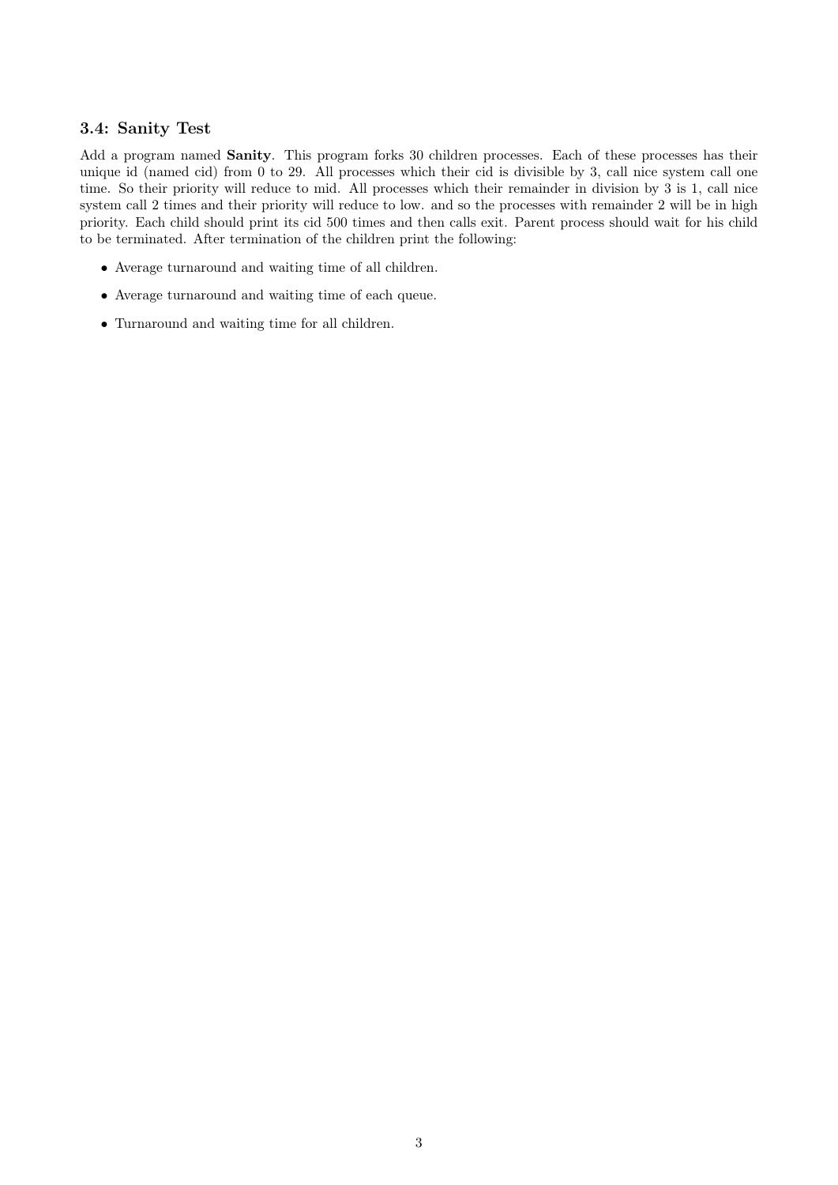### 3.4: Sanity Test

Add a program named **Sanity**. This program forks 30 children processes. Each of these processes has their unique id (named cid) from 0 to 29. All processes which their cid is divisible by 3, call nice system call one time. So their priority will reduce to mid. All processes which their remainder in division by 3 is 1, call nice system call 2 times and their priority will reduce to low. and so the processes with remainder 2 will be in high priority. Each child should print its cid 500 times and then calls exit. Parent process should wait for his child to be terminated. After termination of the children print the following:

- Average turnaround and waiting time of all children.
- Average turnaround and waiting time of each queue.
- Turnaround and waiting time for all children.